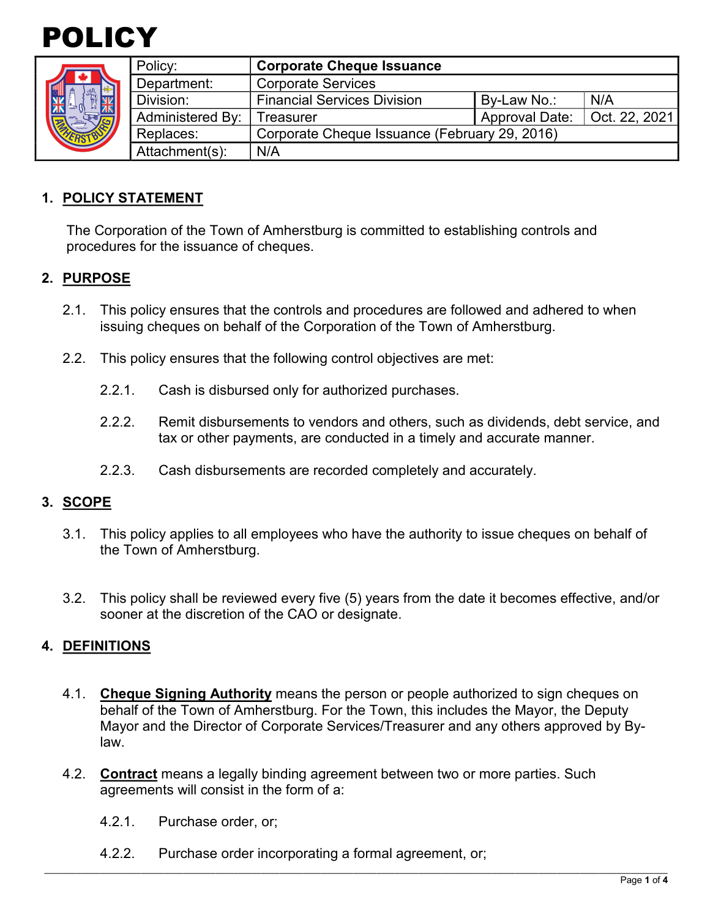# POLICY

| | | | | |
|---|---|---|---|---|
| Policy: | **Corporate Cheque Issuance** | | | |
| Department: | Corporate Services | | | |
| Division: | Financial Services Division | | By-Law No.: | N/A |
| Administered By: | Treasurer | | Approval Date: | Oct. 22, 2021 |
| Replaces: | Corporate Cheque Issuance (February 29, 2016) | | | |
| Attachment(s): | N/A | | | |

## 1. POLICY STATEMENT

The Corporation of the Town of Amherstburg is committed to establishing controls and procedures for the issuance of cheques.

## 2. PURPOSE

2.1. This policy ensures that the controls and procedures are followed and adhered to when issuing cheques on behalf of the Corporation of the Town of Amherstburg.

2.2. This policy ensures that the following control objectives are met:

2.2.1. Cash is disbursed only for authorized purchases.

2.2.2. Remit disbursements to vendors and others, such as dividends, debt service, and tax or other payments, are conducted in a timely and accurate manner.

2.2.3. Cash disbursements are recorded completely and accurately.

## 3. SCOPE

3.1. This policy applies to all employees who have the authority to issue cheques on behalf of the Town of Amherstburg.

3.2. This policy shall be reviewed every five (5) years from the date it becomes effective, and/or sooner at the discretion of the CAO or designate.

## 4. DEFINITIONS

4.1. **Cheque Signing Authority** means the person or people authorized to sign cheques on behalf of the Town of Amherstburg. For the Town, this includes the Mayor, the Deputy Mayor and the Director of Corporate Services/Treasurer and any others approved by By-law.

4.2. **Contract** means a legally binding agreement between two or more parties. Such agreements will consist in the form of a:

4.2.1. Purchase order, or;

4.2.2. Purchase order incorporating a formal agreement, or;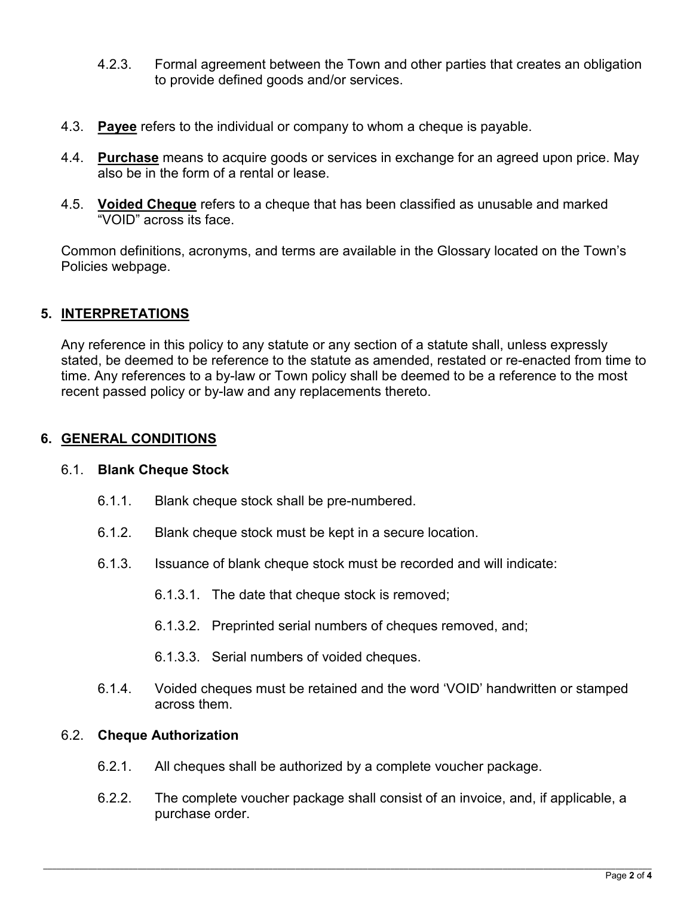4.2.3. Formal agreement between the Town and other parties that creates an obligation to provide defined goods and/or services.

4.3. **Payee** refers to the individual or company to whom a cheque is payable.

4.4. **Purchase** means to acquire goods or services in exchange for an agreed upon price. May also be in the form of a rental or lease.

4.5. **Voided Cheque** refers to a cheque that has been classified as unusable and marked "VOID" across its face.

Common definitions, acronyms, and terms are available in the Glossary located on the Town's Policies webpage.

## 5. INTERPRETATIONS

Any reference in this policy to any statute or any section of a statute shall, unless expressly stated, be deemed to be reference to the statute as amended, restated or re-enacted from time to time. Any references to a by-law or Town policy shall be deemed to be a reference to the most recent passed policy or by-law and any replacements thereto.

## 6. GENERAL CONDITIONS

### 6.1. Blank Cheque Stock

6.1.1. Blank cheque stock shall be pre-numbered.

6.1.2. Blank cheque stock must be kept in a secure location.

6.1.3. Issuance of blank cheque stock must be recorded and will indicate:

6.1.3.1. The date that cheque stock is removed;

6.1.3.2. Preprinted serial numbers of cheques removed, and;

6.1.3.3. Serial numbers of voided cheques.

6.1.4. Voided cheques must be retained and the word 'VOID' handwritten or stamped across them.

### 6.2. Cheque Authorization

6.2.1. All cheques shall be authorized by a complete voucher package.

6.2.2. The complete voucher package shall consist of an invoice, and, if applicable, a purchase order.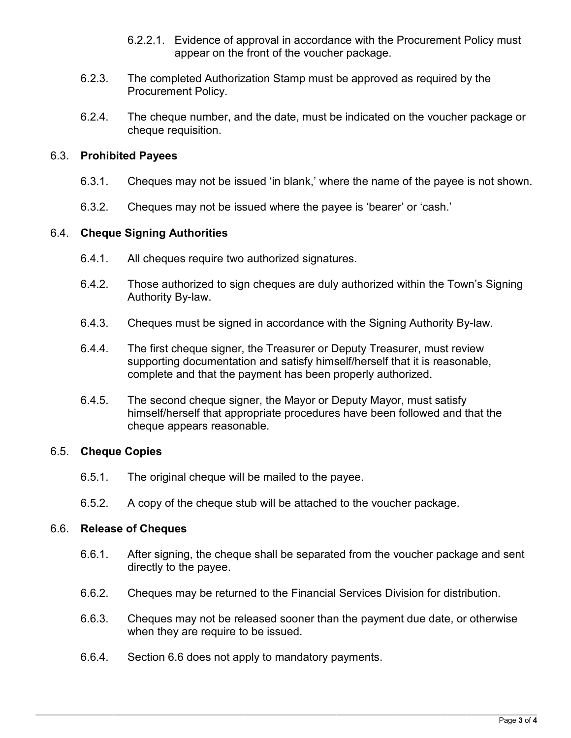6.2.2.1. Evidence of approval in accordance with the Procurement Policy must appear on the front of the voucher package.

6.2.3. The completed Authorization Stamp must be approved as required by the Procurement Policy.

6.2.4. The cheque number, and the date, must be indicated on the voucher package or cheque requisition.

6.3. **Prohibited Payees**

6.3.1. Cheques may not be issued 'in blank,' where the name of the payee is not shown.

6.3.2. Cheques may not be issued where the payee is 'bearer' or 'cash.'

6.4. **Cheque Signing Authorities**

6.4.1. All cheques require two authorized signatures.

6.4.2. Those authorized to sign cheques are duly authorized within the Town's Signing Authority By-law.

6.4.3. Cheques must be signed in accordance with the Signing Authority By-law.

6.4.4. The first cheque signer, the Treasurer or Deputy Treasurer, must review supporting documentation and satisfy himself/herself that it is reasonable, complete and that the payment has been properly authorized.

6.4.5. The second cheque signer, the Mayor or Deputy Mayor, must satisfy himself/herself that appropriate procedures have been followed and that the cheque appears reasonable.

6.5. **Cheque Copies**

6.5.1. The original cheque will be mailed to the payee.

6.5.2. A copy of the cheque stub will be attached to the voucher package.

6.6. **Release of Cheques**

6.6.1. After signing, the cheque shall be separated from the voucher package and sent directly to the payee.

6.6.2. Cheques may be returned to the Financial Services Division for distribution.

6.6.3. Cheques may not be released sooner than the payment due date, or otherwise when they are require to be issued.

6.6.4. Section 6.6 does not apply to mandatory payments.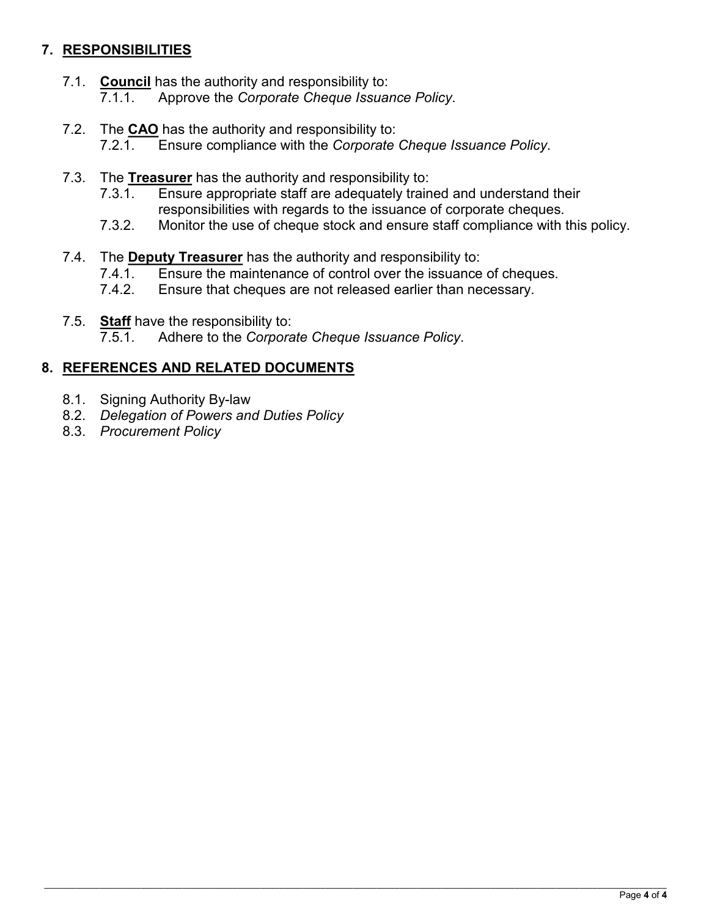## 7. RESPONSIBILITIES

7.1. **Council** has the authority and responsibility to:
  7.1.1. Approve the *Corporate Cheque Issuance Policy*.

7.2. The **CAO** has the authority and responsibility to:
  7.2.1. Ensure compliance with the *Corporate Cheque Issuance Policy*.

7.3. The **Treasurer** has the authority and responsibility to:
  7.3.1. Ensure appropriate staff are adequately trained and understand their responsibilities with regards to the issuance of corporate cheques.
  7.3.2. Monitor the use of cheque stock and ensure staff compliance with this policy.

7.4. The **Deputy Treasurer** has the authority and responsibility to:
  7.4.1. Ensure the maintenance of control over the issuance of cheques.
  7.4.2. Ensure that cheques are not released earlier than necessary.

7.5. **Staff** have the responsibility to:
  7.5.1. Adhere to the *Corporate Cheque Issuance Policy*.

## 8. REFERENCES AND RELATED DOCUMENTS

8.1. Signing Authority By-law
8.2. *Delegation of Powers and Duties Policy*
8.3. *Procurement Policy*